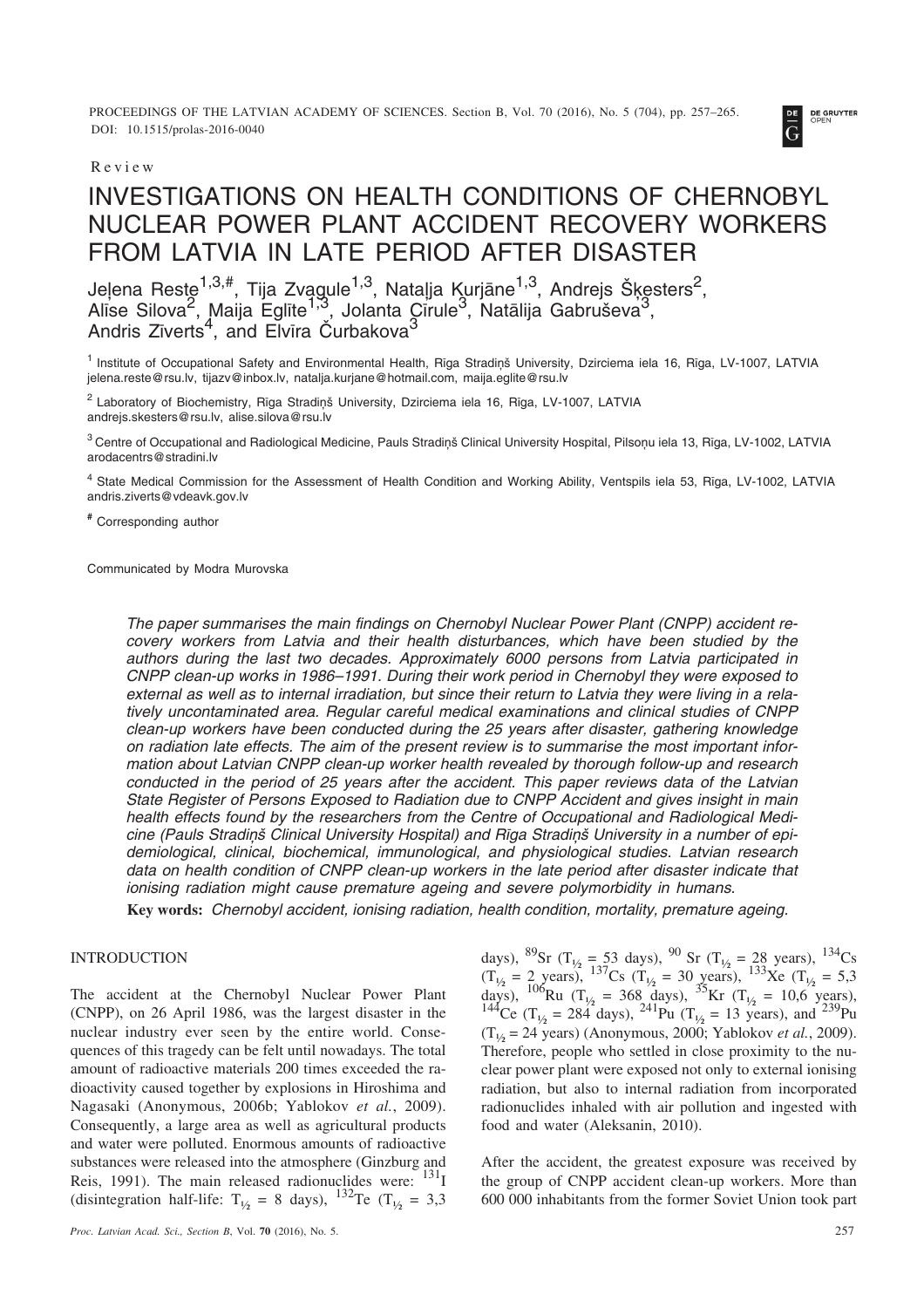Review

# INVESTIGATIONS ON HEALTH CONDITIONS OF CHERNOBYL NUCLEAR POWER PLANT ACCIDENT RECOVERY WORKERS FROM LATVIA IN LATE PERIOD AFTER DISASTER

Jeļena Reste[1,3,#], Tija Zvagule[1,3], Nataļja Kurjāne[1,3], Andrejs Šķesters[2], Alīse Silova[2], Maija Eglīte[1,3], Jolanta Čirule[3], Natālija Gabruševa[3], Andris Zīverts[4], and Elvīra Čurbakova[3]

[1] Institute of Occupational Safety and Environmental Health, Rīga Stradiņš University, Dzirciema iela 16, Rīga, LV-1007, LATVIA
jelena.reste@rsu.lv, tijazv@inbox.lv, natalja.kurjane@hotmail.com, maija.eglite@rsu.lv

[2] Laboratory of Biochemistry, Rīga Stradiņš University, Dzirciema iela 16, Rīga, LV-1007, LATVIA
andrejs.skesters@rsu.lv, alise.silova@rsu.lv

[3] Centre of Occupational and Radiological Medicine, Pauls Stradiņš Clinical University Hospital, Pilsoņu iela 13, Rīga, LV-1002, LATVIA
arodacentrs@stradini.lv

[4] State Medical Commission for the Assessment of Health Condition and Working Ability, Ventspils iela 53, Rīga, LV-1002, LATVIA
andris.ziverts@vdeavk.gov.lv

[#] Corresponding author

Communicated by Modra Murovska

*The paper summarises the main findings on Chernobyl Nuclear Power Plant (CNPP) accident recovery workers from Latvia and their health disturbances, which have been studied by the authors during the last two decades. Approximately 6000 persons from Latvia participated in CNPP clean-up works in 1986–1991. During their work period in Chernobyl they were exposed to external as well as to internal irradiation, but since their return to Latvia they were living in a relatively uncontaminated area. Regular careful medical examinations and clinical studies of CNPP clean-up workers have been conducted during the 25 years after disaster, gathering knowledge on radiation late effects. The aim of the present review is to summarise the most important information about Latvian CNPP clean-up worker health revealed by thorough follow-up and research conducted in the period of 25 years after the accident. This paper reviews data of the Latvian State Register of Persons Exposed to Radiation due to CNPP Accident and gives insight in main health effects found by the researchers from the Centre of Occupational and Radiological Medicine (Pauls Stradiņš Clinical University Hospital) and Rīga Stradiņš University in a number of epidemiological, clinical, biochemical, immunological, and physiological studies. Latvian research data on health condition of CNPP clean-up workers in the late period after disaster indicate that ionising radiation might cause premature ageing and severe polymorbidity in humans.*

**Key words:** *Chernobyl accident, ionising radiation, health condition, mortality, premature ageing.*

## INTRODUCTION

The accident at the Chernobyl Nuclear Power Plant (CNPP), on 26 April 1986, was the largest disaster in the nuclear industry ever seen by the entire world. Consequences of this tragedy can be felt until nowadays. The total amount of radioactive materials 200 times exceeded the radioactivity caused together by explosions in Hiroshima and Nagasaki (Anonymous, 2006b; Yablokov *et al.*, 2009). Consequently, a large area as well as agricultural products and water were polluted. Enormous amounts of radioactive substances were released into the atmosphere (Ginzburg and Reis, 1991). The main released radionuclides were: $^{131}$I (disintegration half-life: $T_{½}$ = 8 days), $^{132}$Te ($T_{½}$ = 3,3 days), $^{89}$Sr ($T_{½}$ = 53 days), $^{90}$Sr ($T_{½}$ = 28 years), $^{134}$Cs ($T_{½}$ = 2 years), $^{137}$Cs ($T_{½}$ = 30 years), $^{133}$Xe ($T_{½}$ = 5,3 days), $^{106}$Ru ($T_{½}$ = 368 days), $^{35}$Kr ($T_{½}$ = 10,6 years), $^{144}$Ce ($T_{½}$ = 284 days), $^{241}$Pu ($T_{½}$ = 13 years), and $^{239}$Pu ($T_{½}$ = 24 years) (Anonymous, 2000; Yablokov *et al.*, 2009). Therefore, people who settled in close proximity to the nuclear power plant were exposed not only to external ionising radiation, but also to internal radiation from incorporated radionuclides inhaled with air pollution and ingested with food and water (Aleksanin, 2010).

After the accident, the greatest exposure was received by the group of CNPP accident clean-up workers. More than 600 000 inhabitants from the former Soviet Union took part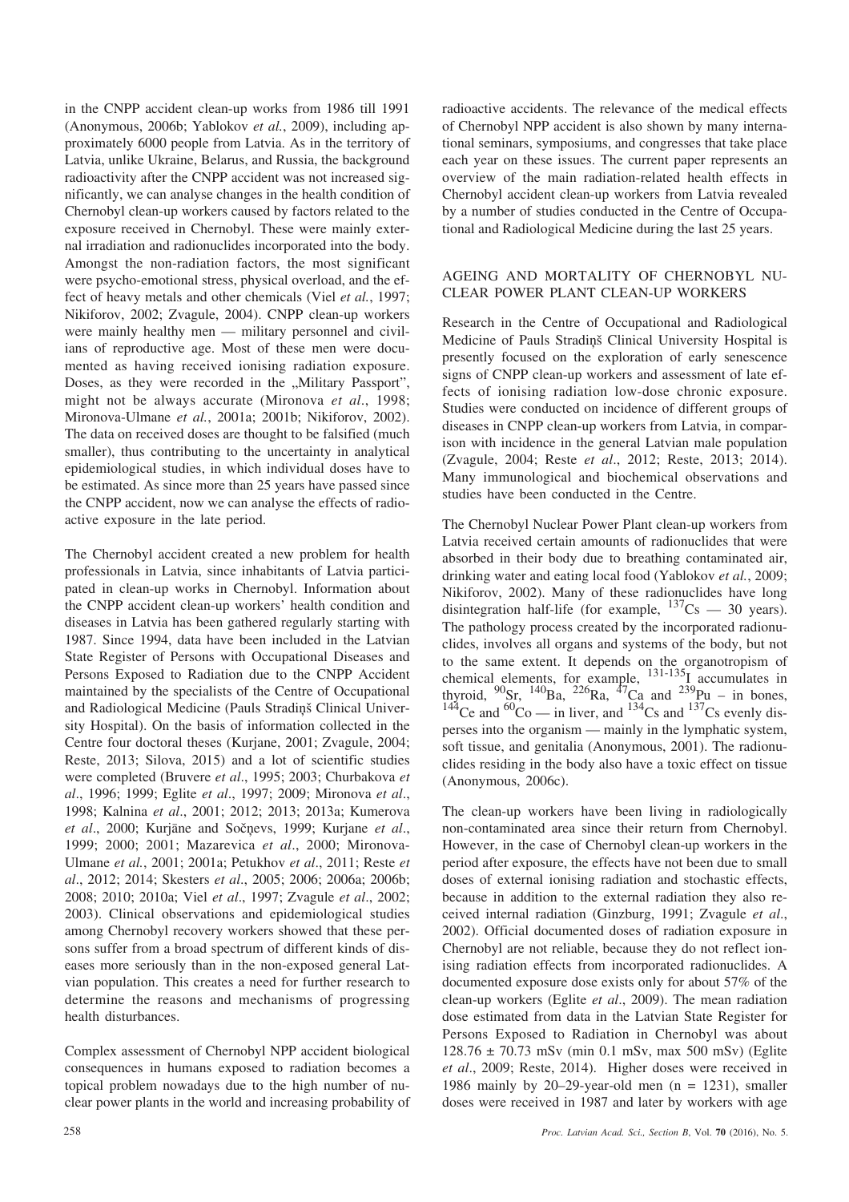in the CNPP accident clean-up works from 1986 till 1991 (Anonymous, 2006b; Yablokov *et al.*, 2009), including approximately 6000 people from Latvia. As in the territory of Latvia, unlike Ukraine, Belarus, and Russia, the background radioactivity after the CNPP accident was not increased significantly, we can analyse changes in the health condition of Chernobyl clean-up workers caused by factors related to the exposure received in Chernobyl. These were mainly external irradiation and radionuclides incorporated into the body. Amongst the non-radiation factors, the most significant were psycho-emotional stress, physical overload, and the effect of heavy metals and other chemicals (Viel *et al.*, 1997; Nikiforov, 2002; Zvagule, 2004). CNPP clean-up workers were mainly healthy men — military personnel and civilians of reproductive age. Most of these men were documented as having received ionising radiation exposure. Doses, as they were recorded in the „Military Passport", might not be always accurate (Mironova *et al*., 1998; Mironova-Ulmane *et al.*, 2001a; 2001b; Nikiforov, 2002). The data on received doses are thought to be falsified (much smaller), thus contributing to the uncertainty in analytical epidemiological studies, in which individual doses have to be estimated. As since more than 25 years have passed since the CNPP accident, now we can analyse the effects of radioactive exposure in the late period.

The Chernobyl accident created a new problem for health professionals in Latvia, since inhabitants of Latvia participated in clean-up works in Chernobyl. Information about the CNPP accident clean-up workers' health condition and diseases in Latvia has been gathered regularly starting with 1987. Since 1994, data have been included in the Latvian State Register of Persons with Occupational Diseases and Persons Exposed to Radiation due to the CNPP Accident maintained by the specialists of the Centre of Occupational and Radiological Medicine (Pauls Stradiņš Clinical University Hospital). On the basis of information collected in the Centre four doctoral theses (Kurjane, 2001; Zvagule, 2004; Reste, 2013; Silova, 2015) and a lot of scientific studies were completed (Bruvere *et al*., 1995; 2003; Churbakova *et al*., 1996; 1999; Eglite *et al*., 1997; 2009; Mironova *et al*., 1998; Kalnina *et al*., 2001; 2012; 2013; 2013a; Kumerova *et al*., 2000; Kurjāne and Sočņevs, 1999; Kurjane *et al*., 1999; 2000; 2001; Mazarevica *et al*., 2000; Mironova-Ulmane *et al.*, 2001; 2001a; Petukhov *et al*., 2011; Reste *et al*., 2012; 2014; Skesters *et al*., 2005; 2006; 2006a; 2006b; 2008; 2010; 2010a; Viel *et al*., 1997; Zvagule *et al*., 2002; 2003). Clinical observations and epidemiological studies among Chernobyl recovery workers showed that these persons suffer from a broad spectrum of different kinds of diseases more seriously than in the non-exposed general Latvian population. This creates a need for further research to determine the reasons and mechanisms of progressing health disturbances.

Complex assessment of Chernobyl NPP accident biological consequences in humans exposed to radiation becomes a topical problem nowadays due to the high number of nuclear power plants in the world and increasing probability of radioactive accidents. The relevance of the medical effects of Chernobyl NPP accident is also shown by many international seminars, symposiums, and congresses that take place each year on these issues. The current paper represents an overview of the main radiation-related health effects in Chernobyl accident clean-up workers from Latvia revealed by a number of studies conducted in the Centre of Occupational and Radiological Medicine during the last 25 years.

## AGEING AND MORTALITY OF CHERNOBYL NUCLEAR POWER PLANT CLEAN-UP WORKERS

Research in the Centre of Occupational and Radiological Medicine of Pauls Stradiņš Clinical University Hospital is presently focused on the exploration of early senescence signs of CNPP clean-up workers and assessment of late effects of ionising radiation low-dose chronic exposure. Studies were conducted on incidence of different groups of diseases in CNPP clean-up workers from Latvia, in comparison with incidence in the general Latvian male population (Zvagule, 2004; Reste *et al*., 2012; Reste, 2013; 2014). Many immunological and biochemical observations and studies have been conducted in the Centre.

The Chernobyl Nuclear Power Plant clean-up workers from Latvia received certain amounts of radionuclides that were absorbed in their body due to breathing contaminated air, drinking water and eating local food (Yablokov *et al.*, 2009; Nikiforov, 2002). Many of these radionuclides have long disintegration half-life (for example, $^{137}$Cs — 30 years). The pathology process created by the incorporated radionuclides, involves all organs and systems of the body, but not to the same extent. It depends on the organotropism of chemical elements, for example, $^{131\text{-}135}$I accumulates in thyroid, $^{90}$Sr, $^{140}$Ba, $^{226}$Ra, $^{47}$Ca and $^{239}$Pu – in bones, $^{144}$Ce and $^{60}$Co — in liver, and $^{134}$Cs and $^{137}$Cs evenly disperses into the organism — mainly in the lymphatic system, soft tissue, and genitalia (Anonymous, 2001). The radionuclides residing in the body also have a toxic effect on tissue (Anonymous, 2006c).

The clean-up workers have been living in radiologically non-contaminated area since their return from Chernobyl. However, in the case of Chernobyl clean-up workers in the period after exposure, the effects have not been due to small doses of external ionising radiation and stochastic effects, because in addition to the external radiation they also received internal radiation (Ginzburg, 1991; Zvagule *et al*., 2002). Official documented doses of radiation exposure in Chernobyl are not reliable, because they do not reflect ionising radiation effects from incorporated radionuclides. A documented exposure dose exists only for about 57% of the clean-up workers (Eglite *et al*., 2009). The mean radiation dose estimated from data in the Latvian State Register for Persons Exposed to Radiation in Chernobyl was about 128.76 ± 70.73 mSv (min 0.1 mSv, max 500 mSv) (Eglite *et al*., 2009; Reste, 2014). Higher doses were received in 1986 mainly by 20–29-year-old men (n = 1231), smaller doses were received in 1987 and later by workers with age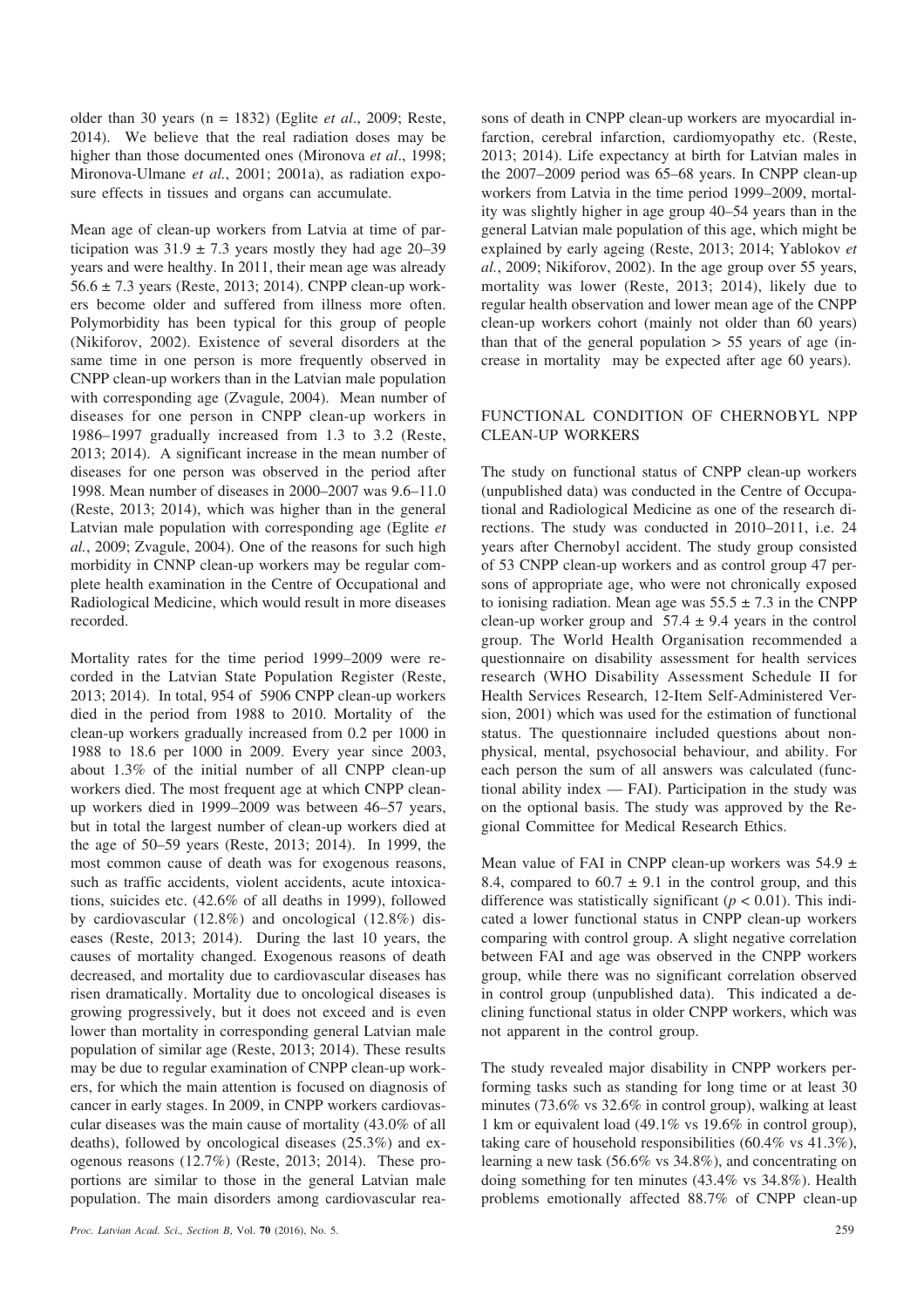older than 30 years (n = 1832) (Eglite *et al*., 2009; Reste, 2014). We believe that the real radiation doses may be higher than those documented ones (Mironova *et al*., 1998; Mironova-Ulmane *et al.*, 2001; 2001a), as radiation exposure effects in tissues and organs can accumulate.

Mean age of clean-up workers from Latvia at time of participation was $31.9 \pm 7.3$ years mostly they had age 20–39 years and were healthy. In 2011, their mean age was already $56.6 \pm 7.3$ years (Reste, 2013; 2014). CNPP clean-up workers become older and suffered from illness more often. Polymorbidity has been typical for this group of people (Nikiforov, 2002). Existence of several disorders at the same time in one person is more frequently observed in CNPP clean-up workers than in the Latvian male population with corresponding age (Zvagule, 2004). Mean number of diseases for one person in CNPP clean-up workers in 1986–1997 gradually increased from 1.3 to 3.2 (Reste, 2013; 2014). A significant increase in the mean number of diseases for one person was observed in the period after 1998. Mean number of diseases in 2000–2007 was 9.6–11.0 (Reste, 2013; 2014), which was higher than in the general Latvian male population with corresponding age (Eglite *et al.*, 2009; Zvagule, 2004). One of the reasons for such high morbidity in CNNP clean-up workers may be regular complete health examination in the Centre of Occupational and Radiological Medicine, which would result in more diseases recorded.

Mortality rates for the time period 1999–2009 were recorded in the Latvian State Population Register (Reste, 2013; 2014). In total, 954 of 5906 CNPP clean-up workers died in the period from 1988 to 2010. Mortality of the clean-up workers gradually increased from 0.2 per 1000 in 1988 to 18.6 per 1000 in 2009. Every year since 2003, about 1.3% of the initial number of all CNPP clean-up workers died. The most frequent age at which CNPP clean-up workers died in 1999–2009 was between 46–57 years, but in total the largest number of clean-up workers died at the age of 50–59 years (Reste, 2013; 2014). In 1999, the most common cause of death was for exogenous reasons, such as traffic accidents, violent accidents, acute intoxications, suicides etc. (42.6% of all deaths in 1999), followed by cardiovascular (12.8%) and oncological (12.8%) diseases (Reste, 2013; 2014). During the last 10 years, the causes of mortality changed. Exogenous reasons of death decreased, and mortality due to cardiovascular diseases has risen dramatically. Mortality due to oncological diseases is growing progressively, but it does not exceed and is even lower than mortality in corresponding general Latvian male population of similar age (Reste, 2013; 2014). These results may be due to regular examination of CNPP clean-up workers, for which the main attention is focused on diagnosis of cancer in early stages. In 2009, in CNPP workers cardiovascular diseases was the main cause of mortality (43.0% of all deaths), followed by oncological diseases (25.3%) and exogenous reasons (12.7%) (Reste, 2013; 2014). These proportions are similar to those in the general Latvian male population. The main disorders among cardiovascular reasons of death in CNPP clean-up workers are myocardial infarction, cerebral infarction, cardiomyopathy etc. (Reste, 2013; 2014). Life expectancy at birth for Latvian males in the 2007–2009 period was 65–68 years. In CNPP clean-up workers from Latvia in the time period 1999–2009, mortality was slightly higher in age group 40–54 years than in the general Latvian male population of this age, which might be explained by early ageing (Reste, 2013; 2014; Yablokov *et al.*, 2009; Nikiforov, 2002). In the age group over 55 years, mortality was lower (Reste, 2013; 2014), likely due to regular health observation and lower mean age of the CNPP clean-up workers cohort (mainly not older than 60 years) than that of the general population > 55 years of age (increase in mortality may be expected after age 60 years).

## FUNCTIONAL CONDITION OF CHERNOBYL NPP CLEAN-UP WORKERS

The study on functional status of CNPP clean-up workers (unpublished data) was conducted in the Centre of Occupational and Radiological Medicine as one of the research directions. The study was conducted in 2010–2011, i.e. 24 years after Chernobyl accident. The study group consisted of 53 CNPP clean-up workers and as control group 47 persons of appropriate age, who were not chronically exposed to ionising radiation. Mean age was $55.5 \pm 7.3$ in the CNPP clean-up worker group and $57.4 \pm 9.4$ years in the control group. The World Health Organisation recommended a questionnaire on disability assessment for health services research (WHO Disability Assessment Schedule II for Health Services Research, 12-Item Self-Administered Version, 2001) which was used for the estimation of functional status. The questionnaire included questions about nonphysical, mental, psychosocial behaviour, and ability. For each person the sum of all answers was calculated (functional ability index — FAI). Participation in the study was on the optional basis. The study was approved by the Regional Committee for Medical Research Ethics.

Mean value of FAI in CNPP clean-up workers was $54.9 \pm 8.4$, compared to $60.7 \pm 9.1$ in the control group, and this difference was statistically significant ($p < 0.01$). This indicated a lower functional status in CNPP clean-up workers comparing with control group. A slight negative correlation between FAI and age was observed in the CNPP workers group, while there was no significant correlation observed in control group (unpublished data). This indicated a declining functional status in older CNPP workers, which was not apparent in the control group.

The study revealed major disability in CNPP workers performing tasks such as standing for long time or at least 30 minutes (73.6% vs 32.6% in control group), walking at least 1 km or equivalent load (49.1% vs 19.6% in control group), taking care of household responsibilities (60.4% vs 41.3%), learning a new task (56.6% vs 34.8%), and concentrating on doing something for ten minutes (43.4% vs 34.8%). Health problems emotionally affected 88.7% of CNPP clean-up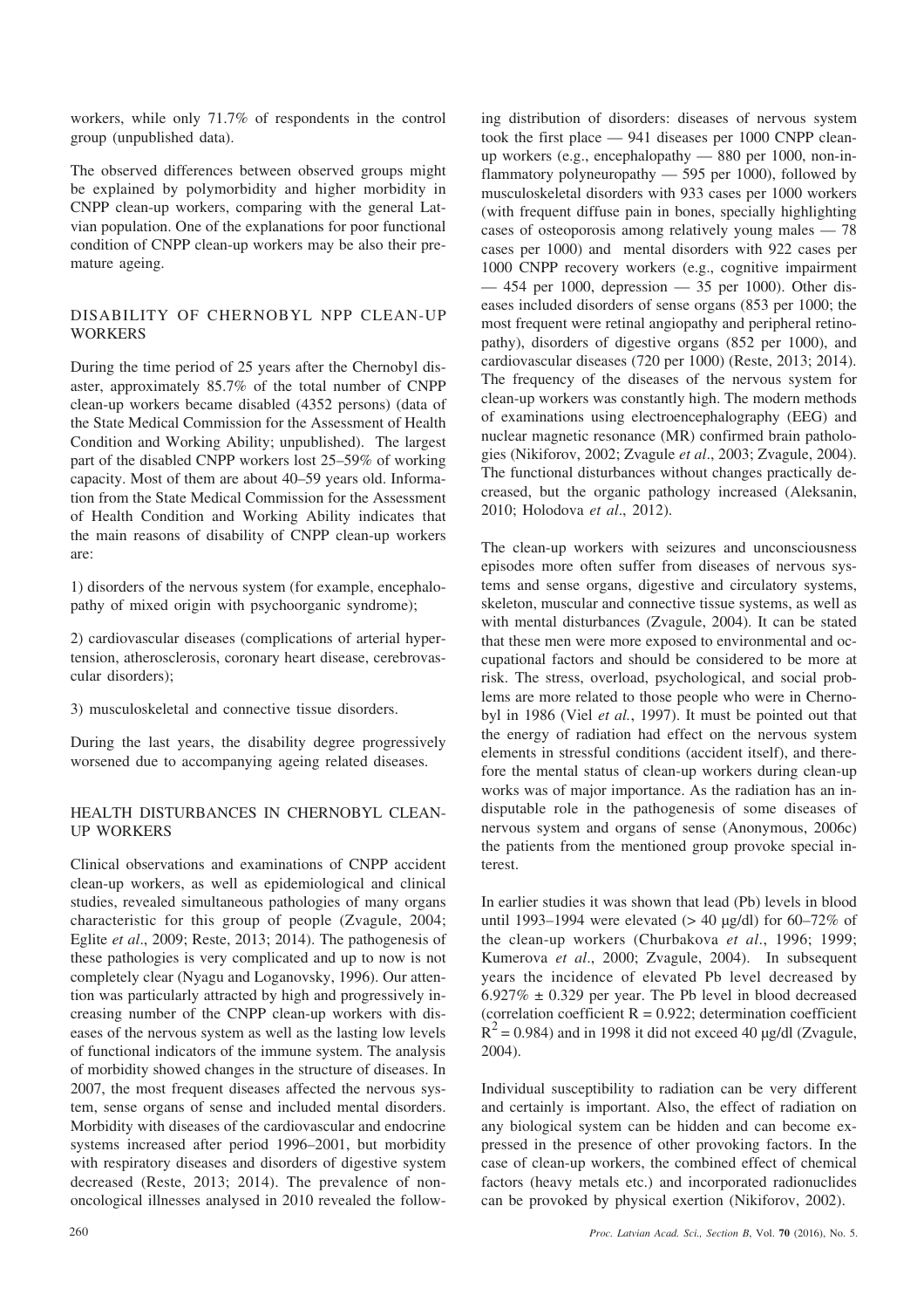workers, while only 71.7% of respondents in the control group (unpublished data).

The observed differences between observed groups might be explained by polymorbidity and higher morbidity in CNPP clean-up workers, comparing with the general Latvian population. One of the explanations for poor functional condition of CNPP clean-up workers may be also their premature ageing.

## DISABILITY OF CHERNOBYL NPP CLEAN-UP WORKERS

During the time period of 25 years after the Chernobyl disaster, approximately 85.7% of the total number of CNPP clean-up workers became disabled (4352 persons) (data of the State Medical Commission for the Assessment of Health Condition and Working Ability; unpublished). The largest part of the disabled CNPP workers lost 25–59% of working capacity. Most of them are about 40–59 years old. Information from the State Medical Commission for the Assessment of Health Condition and Working Ability indicates that the main reasons of disability of CNPP clean-up workers are:

1) disorders of the nervous system (for example, encephalopathy of mixed origin with psychoorganic syndrome);

2) cardiovascular diseases (complications of arterial hypertension, atherosclerosis, coronary heart disease, cerebrovascular disorders);

3) musculoskeletal and connective tissue disorders.

During the last years, the disability degree progressively worsened due to accompanying ageing related diseases.

## HEALTH DISTURBANCES IN CHERNOBYL CLEAN-UP WORKERS

Clinical observations and examinations of CNPP accident clean-up workers, as well as epidemiological and clinical studies, revealed simultaneous pathologies of many organs characteristic for this group of people (Zvagule, 2004; Eglite *et al*., 2009; Reste, 2013; 2014). The pathogenesis of these pathologies is very complicated and up to now is not completely clear (Nyagu and Loganovsky, 1996). Our attention was particularly attracted by high and progressively increasing number of the CNPP clean-up workers with diseases of the nervous system as well as the lasting low levels of functional indicators of the immune system. The analysis of morbidity showed changes in the structure of diseases. In 2007, the most frequent diseases affected the nervous system, sense organs of sense and included mental disorders. Morbidity with diseases of the cardiovascular and endocrine systems increased after period 1996–2001, but morbidity with respiratory diseases and disorders of digestive system decreased (Reste, 2013; 2014). The prevalence of non-oncological illnesses analysed in 2010 revealed the following distribution of disorders: diseases of nervous system took the first place — 941 diseases per 1000 CNPP clean-up workers (e.g., encephalopathy — 880 per 1000, non-inflammatory polyneuropathy — 595 per 1000), followed by musculoskeletal disorders with 933 cases per 1000 workers (with frequent diffuse pain in bones, specially highlighting cases of osteoporosis among relatively young males — 78 cases per 1000) and mental disorders with 922 cases per 1000 CNPP recovery workers (e.g., cognitive impairment — 454 per 1000, depression — 35 per 1000). Other diseases included disorders of sense organs (853 per 1000; the most frequent were retinal angiopathy and peripheral retinopathy), disorders of digestive organs (852 per 1000), and cardiovascular diseases (720 per 1000) (Reste, 2013; 2014). The frequency of the diseases of the nervous system for clean-up workers was constantly high. The modern methods of examinations using electroencephalography (EEG) and nuclear magnetic resonance (MR) confirmed brain pathologies (Nikiforov, 2002; Zvagule *et al*., 2003; Zvagule, 2004). The functional disturbances without changes practically decreased, but the organic pathology increased (Aleksanin, 2010; Holodova *et al*., 2012).

The clean-up workers with seizures and unconsciousness episodes more often suffer from diseases of nervous systems and sense organs, digestive and circulatory systems, skeleton, muscular and connective tissue systems, as well as with mental disturbances (Zvagule, 2004). It can be stated that these men were more exposed to environmental and occupational factors and should be considered to be more at risk. The stress, overload, psychological, and social problems are more related to those people who were in Chernobyl in 1986 (Viel *et al.*, 1997). It must be pointed out that the energy of radiation had effect on the nervous system elements in stressful conditions (accident itself), and therefore the mental status of clean-up workers during clean-up works was of major importance. As the radiation has an indisputable role in the pathogenesis of some diseases of nervous system and organs of sense (Anonymous, 2006c) the patients from the mentioned group provoke special interest.

In earlier studies it was shown that lead (Pb) levels in blood until 1993–1994 were elevated (> 40 μg/dl) for 60–72% of the clean-up workers (Churbakova *et al*., 1996; 1999; Kumerova *et al*., 2000; Zvagule, 2004). In subsequent years the incidence of elevated Pb level decreased by 6.927% ± 0.329 per year. The Pb level in blood decreased (correlation coefficient $R = 0.922$; determination coefficient $R^2 = 0.984$) and in 1998 it did not exceed 40 μg/dl (Zvagule, 2004).

Individual susceptibility to radiation can be very different and certainly is important. Also, the effect of radiation on any biological system can be hidden and can become expressed in the presence of other provoking factors. In the case of clean-up workers, the combined effect of chemical factors (heavy metals etc.) and incorporated radionuclides can be provoked by physical exertion (Nikiforov, 2002).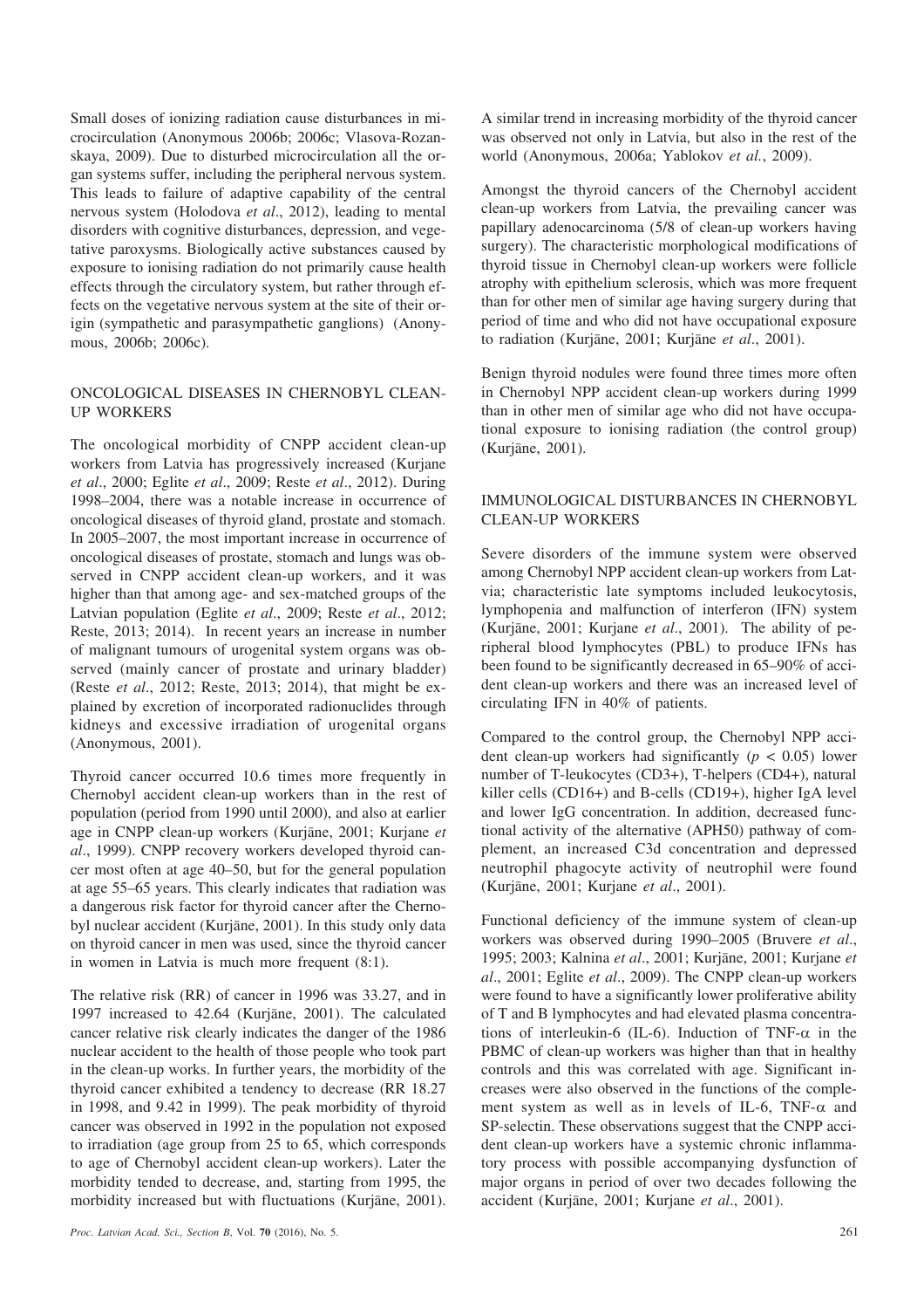Small doses of ionizing radiation cause disturbances in microcirculation (Anonymous 2006b; 2006c; Vlasova-Rozanskaya, 2009). Due to disturbed microcirculation all the organ systems suffer, including the peripheral nervous system. This leads to failure of adaptive capability of the central nervous system (Holodova *et al*., 2012), leading to mental disorders with cognitive disturbances, depression, and vegetative paroxysms. Biologically active substances caused by exposure to ionising radiation do not primarily cause health effects through the circulatory system, but rather through effects on the vegetative nervous system at the site of their origin (sympathetic and parasympathetic ganglions) (Anonymous, 2006b; 2006c).

## ONCOLOGICAL DISEASES IN CHERNOBYL CLEAN-UP WORKERS

The oncological morbidity of CNPP accident clean-up workers from Latvia has progressively increased (Kurjane *et al*., 2000; Eglite *et al*., 2009; Reste *et al*., 2012). During 1998–2004, there was a notable increase in occurrence of oncological diseases of thyroid gland, prostate and stomach. In 2005–2007, the most important increase in occurrence of oncological diseases of prostate, stomach and lungs was observed in CNPP accident clean-up workers, and it was higher than that among age- and sex-matched groups of the Latvian population (Eglite *et al*., 2009; Reste *et al*., 2012; Reste, 2013; 2014). In recent years an increase in number of malignant tumours of urogenital system organs was observed (mainly cancer of prostate and urinary bladder) (Reste *et al*., 2012; Reste, 2013; 2014), that might be explained by excretion of incorporated radionuclides through kidneys and excessive irradiation of urogenital organs (Anonymous, 2001).

Thyroid cancer occurred 10.6 times more frequently in Chernobyl accident clean-up workers than in the rest of population (period from 1990 until 2000), and also at earlier age in CNPP clean-up workers (Kurjāne, 2001; Kurjane *et al*., 1999). CNPP recovery workers developed thyroid cancer most often at age 40–50, but for the general population at age 55–65 years. This clearly indicates that radiation was a dangerous risk factor for thyroid cancer after the Chernobyl nuclear accident (Kurjāne, 2001). In this study only data on thyroid cancer in men was used, since the thyroid cancer in women in Latvia is much more frequent (8:1).

The relative risk (RR) of cancer in 1996 was 33.27, and in 1997 increased to 42.64 (Kurjāne, 2001). The calculated cancer relative risk clearly indicates the danger of the 1986 nuclear accident to the health of those people who took part in the clean-up works. In further years, the morbidity of the thyroid cancer exhibited a tendency to decrease (RR 18.27 in 1998, and 9.42 in 1999). The peak morbidity of thyroid cancer was observed in 1992 in the population not exposed to irradiation (age group from 25 to 65, which corresponds to age of Chernobyl accident clean-up workers). Later the morbidity tended to decrease, and, starting from 1995, the morbidity increased but with fluctuations (Kurjāne, 2001). A similar trend in increasing morbidity of the thyroid cancer was observed not only in Latvia, but also in the rest of the world (Anonymous, 2006a; Yablokov *et al.*, 2009).

Amongst the thyroid cancers of the Chernobyl accident clean-up workers from Latvia, the prevailing cancer was papillary adenocarcinoma (5/8 of clean-up workers having surgery). The characteristic morphological modifications of thyroid tissue in Chernobyl clean-up workers were follicle atrophy with epithelium sclerosis, which was more frequent than for other men of similar age having surgery during that period of time and who did not have occupational exposure to radiation (Kurjāne, 2001; Kurjāne *et al*., 2001).

Benign thyroid nodules were found three times more often in Chernobyl NPP accident clean-up workers during 1999 than in other men of similar age who did not have occupational exposure to ionising radiation (the control group) (Kurjāne, 2001).

## IMMUNOLOGICAL DISTURBANCES IN CHERNOBYL CLEAN-UP WORKERS

Severe disorders of the immune system were observed among Chernobyl NPP accident clean-up workers from Latvia; characteristic late symptoms included leukocytosis, lymphopenia and malfunction of interferon (IFN) system (Kurjāne, 2001; Kurjane *et al*., 2001). The ability of peripheral blood lymphocytes (PBL) to produce IFNs has been found to be significantly decreased in 65–90% of accident clean-up workers and there was an increased level of circulating IFN in 40% of patients.

Compared to the control group, the Chernobyl NPP accident clean-up workers had significantly ($p < 0.05$) lower number of T-leukocytes (CD3+), T-helpers (CD4+), natural killer cells (CD16+) and B-cells (CD19+), higher IgA level and lower IgG concentration. In addition, decreased functional activity of the alternative (APH50) pathway of complement, an increased C3d concentration and depressed neutrophil phagocyte activity of neutrophil were found (Kurjāne, 2001; Kurjane *et al*., 2001).

Functional deficiency of the immune system of clean-up workers was observed during 1990–2005 (Bruvere *et al*., 1995; 2003; Kalnina *et al*., 2001; Kurjāne, 2001; Kurjane *et al*., 2001; Eglite *et al*., 2009). The CNPP clean-up workers were found to have a significantly lower proliferative ability of T and B lymphocytes and had elevated plasma concentrations of interleukin-6 (IL-6). Induction of TNF-$\alpha$ in the PBMC of clean-up workers was higher than that in healthy controls and this was correlated with age. Significant increases were also observed in the functions of the complement system as well as in levels of IL-6, TNF-$\alpha$ and SP-selectin. These observations suggest that the CNPP accident clean-up workers have a systemic chronic inflammatory process with possible accompanying dysfunction of major organs in period of over two decades following the accident (Kurjāne, 2001; Kurjane *et al*., 2001).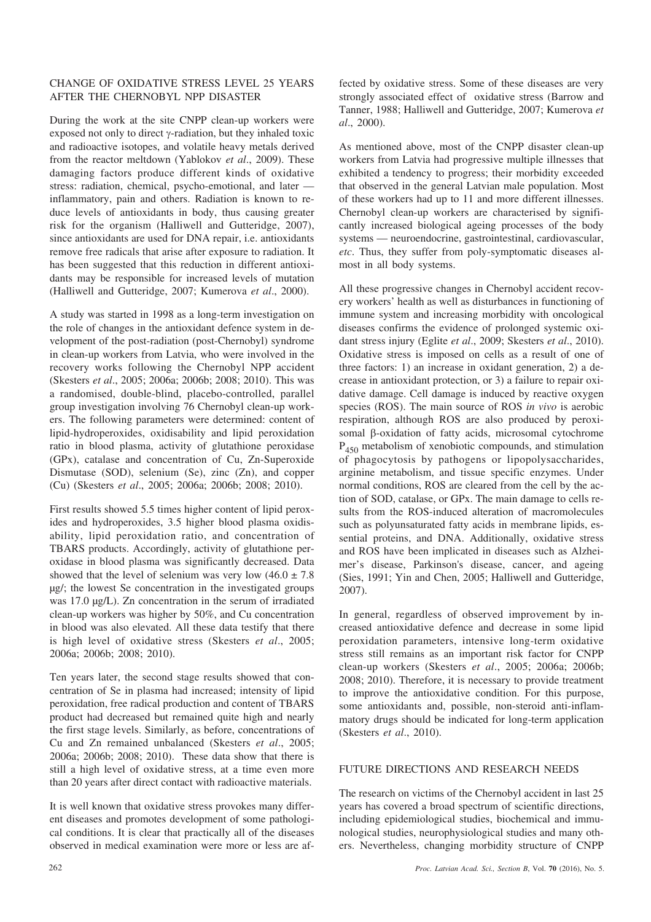## CHANGE OF OXIDATIVE STRESS LEVEL 25 YEARS AFTER THE CHERNOBYL NPP DISASTER

During the work at the site CNPP clean-up workers were exposed not only to direct γ-radiation, but they inhaled toxic and radioactive isotopes, and volatile heavy metals derived from the reactor meltdown (Yablokov *et al*., 2009). These damaging factors produce different kinds of oxidative stress: radiation, chemical, psycho-emotional, and later — inflammatory, pain and others. Radiation is known to reduce levels of antioxidants in body, thus causing greater risk for the organism (Halliwell and Gutteridge, 2007), since antioxidants are used for DNA repair, i.e. antioxidants remove free radicals that arise after exposure to radiation. It has been suggested that this reduction in different antioxidants may be responsible for increased levels of mutation (Halliwell and Gutteridge, 2007; Kumerova *et al*., 2000).

A study was started in 1998 as a long-term investigation on the role of changes in the antioxidant defence system in development of the post-radiation (post-Chernobyl) syndrome in clean-up workers from Latvia, who were involved in the recovery works following the Chernobyl NPP accident (Skesters *et al*., 2005; 2006a; 2006b; 2008; 2010). This was a randomised, double-blind, placebo-controlled, parallel group investigation involving 76 Chernobyl clean-up workers. The following parameters were determined: content of lipid-hydroperoxides, oxidisability and lipid peroxidation ratio in blood plasma, activity of glutathione peroxidase (GPx), catalase and concentration of Cu, Zn-Superoxide Dismutase (SOD), selenium (Se), zinc (Zn), and copper (Cu) (Skesters *et al*., 2005; 2006a; 2006b; 2008; 2010).

First results showed 5.5 times higher content of lipid peroxides and hydroperoxides, 3.5 higher blood plasma oxidisability, lipid peroxidation ratio, and concentration of TBARS products. Accordingly, activity of glutathione peroxidase in blood plasma was significantly decreased. Data showed that the level of selenium was very low ($46.0 \pm 7.8$ μg/; the lowest Se concentration in the investigated groups was 17.0 μg/L). Zn concentration in the serum of irradiated clean-up workers was higher by 50%, and Cu concentration in blood was also elevated. All these data testify that there is high level of oxidative stress (Skesters *et al*., 2005; 2006a; 2006b; 2008; 2010).

Ten years later, the second stage results showed that concentration of Se in plasma had increased; intensity of lipid peroxidation, free radical production and content of TBARS product had decreased but remained quite high and nearly the first stage levels. Similarly, as before, concentrations of Cu and Zn remained unbalanced (Skesters *et al*., 2005; 2006a; 2006b; 2008; 2010). These data show that there is still a high level of oxidative stress, at a time even more than 20 years after direct contact with radioactive materials.

It is well known that oxidative stress provokes many different diseases and promotes development of some pathological conditions. It is clear that practically all of the diseases observed in medical examination were more or less are affected by oxidative stress. Some of these diseases are very strongly associated effect of oxidative stress (Barrow and Tanner, 1988; Halliwell and Gutteridge, 2007; Kumerova *et al*., 2000).

As mentioned above, most of the CNPP disaster clean-up workers from Latvia had progressive multiple illnesses that exhibited a tendency to progress; their morbidity exceeded that observed in the general Latvian male population. Most of these workers had up to 11 and more different illnesses. Chernobyl clean-up workers are characterised by significantly increased biological ageing processes of the body systems — neuroendocrine, gastrointestinal, cardiovascular, *etc*. Thus, they suffer from poly-symptomatic diseases almost in all body systems.

All these progressive changes in Chernobyl accident recovery workers' health as well as disturbances in functioning of immune system and increasing morbidity with oncological diseases confirms the evidence of prolonged systemic oxidant stress injury (Eglite *et al*., 2009; Skesters *et al*., 2010). Oxidative stress is imposed on cells as a result of one of three factors: 1) an increase in oxidant generation, 2) a decrease in antioxidant protection, or 3) a failure to repair oxidative damage. Cell damage is induced by reactive oxygen species (ROS). The main source of ROS *in vivo* is aerobic respiration, although ROS are also produced by peroxisomal β-oxidation of fatty acids, microsomal cytochrome $P_{450}$ metabolism of xenobiotic compounds, and stimulation of phagocytosis by pathogens or lipopolysaccharides, arginine metabolism, and tissue specific enzymes. Under normal conditions, ROS are cleared from the cell by the action of SOD, catalase, or GPx. The main damage to cells results from the ROS-induced alteration of macromolecules such as polyunsaturated fatty acids in membrane lipids, essential proteins, and DNA. Additionally, oxidative stress and ROS have been implicated in diseases such as Alzheimer's disease, Parkinson's disease, cancer, and ageing (Sies, 1991; Yin and Chen, 2005; Halliwell and Gutteridge, 2007).

In general, regardless of observed improvement by increased antioxidative defence and decrease in some lipid peroxidation parameters, intensive long-term oxidative stress still remains as an important risk factor for CNPP clean-up workers (Skesters *et al*., 2005; 2006a; 2006b; 2008; 2010). Therefore, it is necessary to provide treatment to improve the antioxidative condition. For this purpose, some antioxidants and, possible, non-steroid anti-inflammatory drugs should be indicated for long-term application (Skesters *et al*., 2010).

## FUTURE DIRECTIONS AND RESEARCH NEEDS

The research on victims of the Chernobyl accident in last 25 years has covered a broad spectrum of scientific directions, including epidemiological studies, biochemical and immunological studies, neurophysiological studies and many others. Nevertheless, changing morbidity structure of CNPP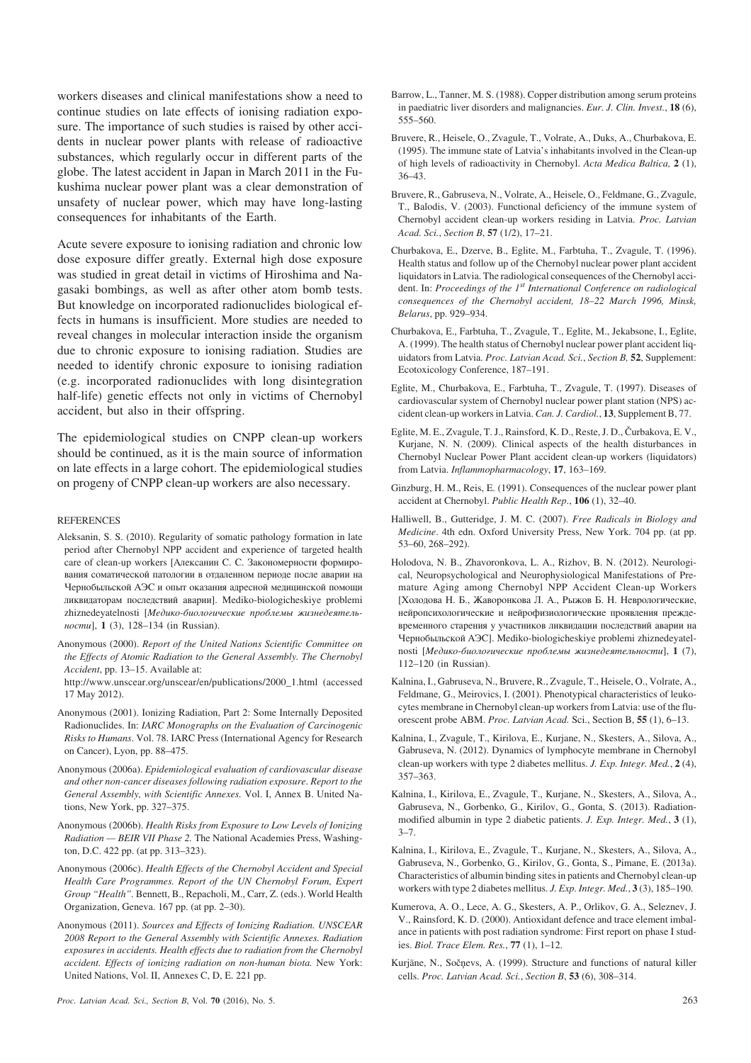workers diseases and clinical manifestations show a need to continue studies on late effects of ionising radiation exposure. The importance of such studies is raised by other accidents in nuclear power plants with release of radioactive substances, which regularly occur in different parts of the globe. The latest accident in Japan in March 2011 in the Fukushima nuclear power plant was a clear demonstration of unsafety of nuclear power, which may have long-lasting consequences for inhabitants of the Earth.

Acute severe exposure to ionising radiation and chronic low dose exposure differ greatly. External high dose exposure was studied in great detail in victims of Hiroshima and Nagasaki bombings, as well as after other atom bomb tests. But knowledge on incorporated radionuclides biological effects in humans is insufficient. More studies are needed to reveal changes in molecular interaction inside the organism due to chronic exposure to ionising radiation. Studies are needed to identify chronic exposure to ionising radiation (e.g. incorporated radionuclides with long disintegration half-life) genetic effects not only in victims of Chernobyl accident, but also in their offspring.

The epidemiological studies on CNPP clean-up workers should be continued, as it is the main source of information on late effects in a large cohort. The epidemiological studies on progeny of CNPP clean-up workers are also necessary.

## REFERENCES

Aleksanin, S. S. (2010). Regularity of somatic pathology formation in late period after Chernobyl NPP accident and experience of targeted health care of clean-up workers [Алексанин С. С. Закономерности формирования соматической патологии в отдаленном периоде после аварии на Чернобыльской АЭС и опыт оказания адресной медицинской помощи ликвидаторам последствий аварии]. Mediko-biologicheskiye problemi zhiznedeyatelnosti [*Медико-биологические проблемы жизнедеятельности*], **1** (3), 128–134 (in Russian).

Anonymous (2000). *Report of the United Nations Scientific Committee on the Effects of Atomic Radiation to the General Assembly. The Chernobyl Accident*, pp. 13–15. Available at: http://www.unscear.org/unscear/en/publications/2000_1.html (accessed 17 May 2012).

Anonymous (2001). Ionizing Radiation, Part 2: Some Internally Deposited Radionuclides. In: *IARC Monographs on the Evaluation of Carcinogenic Risks to Humans*. Vol. 78. IARC Press (International Agency for Research on Cancer), Lyon, pp. 88–475.

Anonymous (2006a). *Epidemiological evaluation of cardiovascular disease and other non-cancer diseases following radiation exposure*. *Report to the General Assembly, with Scientific Annexes.* Vol. I, Annex B. United Nations, New York, pp. 327–375.

Anonymous (2006b). *Health Risks from Exposure to Low Levels of Ionizing Radiation — BEIR VII Phase 2.* The National Academies Press, Washington, D.C. 422 pp. (at pp. 313–323).

Anonymous (2006c). *Health Effects of the Chernobyl Accident and Special Health Care Programmes. Report of the UN Chernobyl Forum, Expert Group "Health"*. Bennett, B., Repacholi, M., Carr, Z. (eds.). World Health Organization, Geneva. 167 pp. (at pp. 2–30).

Anonymous (2011). *Sources and Effects of Ionizing Radiation. UNSCEAR 2008 Report to the General Assembly with Scientific Annexes. Radiation exposures in accidents. Health effects due to radiation from the Chernobyl accident. Effects of ionizing radiation on non-human biota.* New York: United Nations, Vol. II, Annexes C, D, E. 221 pp.

Barrow, L., Tanner, M. S. (1988). Copper distribution among serum proteins in paediatric liver disorders and malignancies. *Eur. J. Clin. Invest.*, **18** (6), 555–560.

Bruvere, R., Heisele, O., Zvagule, T., Volrate, A., Duks, A., Churbakova, E. (1995). The immune state of Latvia's inhabitants involved in the Clean-up of high levels of radioactivity in Chernobyl. *Acta Medica Baltica,* **2** (1), 36–43.

Bruvere, R., Gabruseva, N., Volrate, A., Heisele, O., Feldmane, G., Zvagule, T., Balodis, V. (2003). Functional deficiency of the immune system of Chernobyl accident clean-up workers residing in Latvia. *Proc. Latvian Acad. Sci.*, *Section B*, **57** (1/2), 17–21.

Churbakova, E., Dzerve, B., Eglite, M., Farbtuha, T., Zvagule, T. (1996). Health status and follow up of the Chernobyl nuclear power plant accident liquidators in Latvia. The radiological consequences of the Chernobyl accident. In: *Proceedings of the 1st International Conference on radiological consequences of the Chernobyl accident, 18–22 March 1996, Minsk, Belarus*, pp. 929–934.

Churbakova, E., Farbtuha, T., Zvagule, T., Eglite, M., Jekabsone, I., Eglite, A. (1999). The health status of Chernobyl nuclear power plant accident liquidators from Latvia. *Proc. Latvian Acad. Sci.*, *Section B,* **52**, Supplement: Ecotoxicology Conference, 187–191.

Eglite, M., Churbakova, E., Farbtuha, T., Zvagule, T. (1997). Diseases of cardiovascular system of Chernobyl nuclear power plant station (NPS) accident clean-up workers in Latvia. *Can. J. Cardiol.*, **13**, Supplement B, 77.

Eglite, M. E., Zvagule, T. J., Rainsford, K. D., Reste, J. D., Čurbakova, E. V., Kurjane, N. N. (2009). Clinical aspects of the health disturbances in Chernobyl Nuclear Power Plant accident clean-up workers (liquidators) from Latvia. *Inflammopharmacology*, **17**, 163–169.

Ginzburg, H. M., Reis, E. (1991). Consequences of the nuclear power plant accident at Chernobyl. *Public Health Rep*., **106** (1), 32–40.

Halliwell, B., Gutteridge, J. M. C. (2007). *Free Radicals in Biology and Medicine*. 4th edn. Oxford University Press, New York. 704 pp. (at pp. 53–60, 268–292).

Holodova, N. B., Zhavoronkova, L. A., Rizhov, B. N. (2012). Neurological, Neuropsychological and Neurophysiological Manifestations of Premature Aging among Chernobyl NPP Accident Clean-up Workers [Холодова Н. Б., Жаворонкова Л. А., Рыжов Б. Н. Неврологические, нейропсихологические и нейрофизиологические проявления преждевременного старения у участников ликвидации последствий аварии на Чернобыльской АЭС]. Mediko-biologicheskiye problemi zhiznedeyatelnosti [*Медико-биологические проблемы жизнедеятельности*], **1** (7), 112–120 (in Russian).

Kalnina, I., Gabruseva, N., Bruvere, R., Zvagule, T., Heisele, O., Volrate, A., Feldmane, G., Meirovics, I. (2001). Phenotypical characteristics of leukocytes membrane in Chernobyl clean-up workers from Latvia: use of the fluorescent probe ABM. *Proc. Latvian Acad.* Sci., Section B, **55** (1), 6–13.

Kalnina, I., Zvagule, T., Kirilova, E., Kurjane, N., Skesters, A., Silova, A., Gabruseva, N. (2012). Dynamics of lymphocyte membrane in Chernobyl clean-up workers with type 2 diabetes mellitus. *J. Exp. Integr. Med.*, **2** (4), 357–363.

Kalnina, I., Kirilova, E., Zvagule, T., Kurjane, N., Skesters, A., Silova, A., Gabruseva, N., Gorbenko, G., Kirilov, G., Gonta, S. (2013). Radiation-modified albumin in type 2 diabetic patients. *J. Exp. Integr. Med.*, **3** (1), 3–7.

Kalnina, I., Kirilova, E., Zvagule, T., Kurjane, N., Skesters, A., Silova, A., Gabruseva, N., Gorbenko, G., Kirilov, G., Gonta, S., Pimane, E. (2013a). Characteristics of albumin binding sites in patients and Chernobyl clean-up workers with type 2 diabetes mellitus. *J. Exp. Integr. Med.*, **3** (3), 185–190.

Kumerova, A. O., Lece, A. G., Skesters, A. P., Orlikov, G. A., Seleznev, J. V., Rainsford, K. D. (2000). Antioxidant defence and trace element imbalance in patients with post radiation syndrome: First report on phase I studies. *Biol. Trace Elem. Res.*, **77** (1), 1–12.

Kurjāne, N., Sočņevs, A. (1999). Structure and functions of natural killer cells. *Proc. Latvian Acad. Sci.*, *Section B*, **53** (6), 308–314.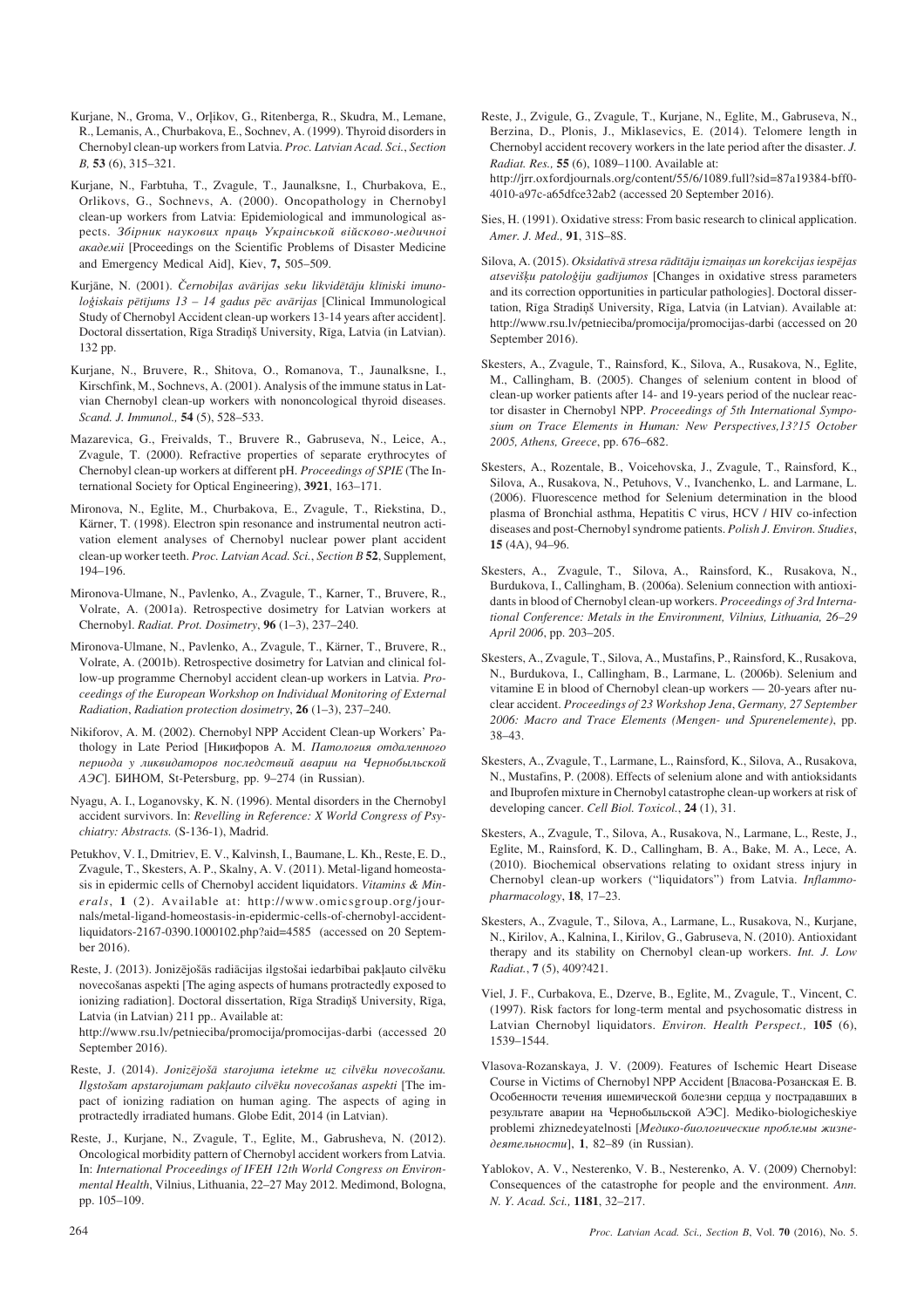Kurjane, N., Groma, V., Orļikov, G., Ritenberga, R., Skudra, M., Lemane, R., Lemanis, A., Churbakova, E., Sochnev, A. (1999). Thyroid disorders in Chernobyl clean-up workers from Latvia. *Proc. Latvian Acad. Sci., Section B*, **53** (6), 315–321.

Kurjane, N., Farbtuha, T., Zvagule, T., Jaunalksne, I., Churbakova, E., Orlikovs, G., Sochnevs, A. (2000). Oncopathology in Chernobyl clean-up workers from Latvia: Epidemiological and immunological aspects. *Збірник наукових праць Української військово-медичної академії* [Proceedings on the Scientific Problems of Disaster Medicine and Emergency Medical Aid], Kiev, **7,** 505–509.

Kurjāne, N. (2001). *Černobiļas avārijas seku likvidētāju klīniski imunoloģiskais pētījums 13 – 14 gadus pēc avārijas* [Clinical Immunological Study of Chernobyl Accident clean-up workers 13-14 years after accident]. Doctoral dissertation, Rīga Stradiņš University, Rīga, Latvia (in Latvian). 132 pp.

Kurjane, N., Bruvere, R., Shitova, O., Romanova, T., Jaunalksne, I., Kirschfink, M., Sochnevs, A. (2001). Analysis of the immune status in Latvian Chernobyl clean-up workers with nononcological thyroid diseases. *Scand. J. Immunol.,* **54** (5), 528–533.

Mazarevica, G., Freivalds, T., Bruvere R., Gabruseva, N., Leice, A., Zvagule, T. (2000). Refractive properties of separate erythrocytes of Chernobyl clean-up workers at different pH. *Proceedings of SPIE* (The International Society for Optical Engineering), **3921**, 163–171.

Mironova, N., Eglite, M., Churbakova, E., Zvagule, T., Riekstina, D., Kärner, T. (1998). Electron spin resonance and instrumental neutron activation element analyses of Chernobyl nuclear power plant accident clean-up worker teeth. *Proc. Latvian Acad. Sci., Section B* **52**, Supplement, 194–196.

Mironova-Ulmane, N., Pavlenko, A., Zvagule, T., Karner, T., Bruvere, R., Volrate, A. (2001a). Retrospective dosimetry for Latvian workers at Chernobyl. *Radiat. Prot. Dosimetry*, **96** (1–3), 237–240.

Mironova-Ulmane, N., Pavlenko, A., Zvagule, T., Kärner, T., Bruvere, R., Volrate, A. (2001b). Retrospective dosimetry for Latvian and clinical follow-up programme Chernobyl accident clean-up workers in Latvia. *Proceedings of the European Workshop on Individual Monitoring of External Radiation*, *Radiation protection dosimetry*, **26** (1–3), 237–240.

Nikiforov, A. M. (2002). Chernobyl NPP Accident Clean-up Workers' Pathology in Late Period [Никифоров А. М. *Патология отдаленного периода у ликвидаторов последствий аварии на Чернобыльской АЭС*]. БИНОМ, St-Petersburg, pp. 9–274 (in Russian).

Nyagu, A. I., Loganovsky, K. N. (1996). Mental disorders in the Chernobyl accident survivors. In: *Revelling in Reference: X World Congress of Psychiatry: Abstracts.* (S-136-1), Madrid.

Petukhov, V. I., Dmitriev, E. V., Kalvinsh, I., Baumane, L. Kh., Reste, E. D., Zvagule, T., Skesters, A. P., Skalny, A. V. (2011). Metal-ligand homeostasis in epidermic cells of Chernobyl accident liquidators. *Vitamins & Minerals*, **1** (2). Available at: http://www.omicsgroup.org/journals/metal-ligand-homeostasis-in-epidermic-cells-of-chernobyl-accident-liquidators-2167-0390.1000102.php?aid=4585 (accessed on 20 September 2016).

Reste, J. (2013). Jonizējošās radiācijas ilgstošai iedarbībai pakļauto cilvēku novecošanas aspekti [The aging aspects of humans protractedly exposed to ionizing radiation]. Doctoral dissertation, Rīga Stradiņš University, Rīga, Latvia (in Latvian) 211 pp.. Available at: http://www.rsu.lv/petnieciba/promocija/promocijas-darbi (accessed 20 September 2016).

Reste, J. (2014). *Jonizējošā starojuma ietekme uz cilvēku novecošanu. Ilgstošam apstarojumam pakļauto cilvēku novecošanas aspekti* [The impact of ionizing radiation on human aging. The aspects of aging in protractedly irradiated humans. Globe Edit, 2014 (in Latvian).

Reste, J., Kurjane, N., Zvagule, T., Eglite, M., Gabrusheva, N. (2012). Oncological morbidity pattern of Chernobyl accident workers from Latvia. In: *International Proceedings of IFEH 12th World Congress on Environmental Health*, Vilnius, Lithuania, 22–27 May 2012. Medimond, Bologna, pp. 105–109.

Reste, J., Zvigule, G., Zvagule, T., Kurjane, N., Eglite, M., Gabruseva, N., Berzina, D., Plonis, J., Miklasevics, E. (2014). Telomere length in Chernobyl accident recovery workers in the late period after the disaster. *J. Radiat. Res.,* **55** (6), 1089–1100. Available at: http://jrr.oxfordjournals.org/content/55/6/1089.full?sid=87a19384-bff0-4010-a97c-a65dfce32ab2 (accessed 20 September 2016).

Sies, H. (1991). Oxidative stress: From basic research to clinical application. *Amer. J. Med.,* **91**, 31S–8S.

Silova, A. (2015). *Oksidatīvā stresa rādītāju izmaiņas un korekcijas iespējas atsevišķu patoloģiju gadījumos* [Changes in oxidative stress parameters and its correction opportunities in particular pathologies]. Doctoral dissertation, Riga Stradiņš University, Rīga, Latvia (in Latvian). Available at: http://www.rsu.lv/petnieciba/promocija/promocijas-darbi (accessed on 20 September 2016).

Skesters, A., Zvagule, T., Rainsford, K., Silova, A., Rusakova, N., Eglite, M., Callingham, B. (2005). Changes of selenium content in blood of clean-up worker patients after 14- and 19-years period of the nuclear reactor disaster in Chernobyl NPP. *Proceedings of 5th International Symposium on Trace Elements in Human: New Perspectives,13?15 October 2005, Athens, Greece*, pp. 676–682.

Skesters, A., Rozentale, B., Voicehovska, J., Zvagule, T., Rainsford, K., Silova, A., Rusakova, N., Petuhovs, V., Ivanchenko, L. and Larmane, L. (2006). Fluorescence method for Selenium determination in the blood plasma of Bronchial asthma, Hepatitis C virus, HCV / HIV co-infection diseases and post-Chernobyl syndrome patients. *Polish J. Environ. Studies*, **15** (4A), 94–96.

Skesters, A., Zvagule, T., Silova, A., Rainsford, K., Rusakova, N., Burdukova, I., Callingham, B. (2006a). Selenium connection with antioxidants in blood of Chernobyl clean-up workers. *Proceedings of 3rd International Conference: Metals in the Environment, Vilnius, Lithuania, 26–29 April 2006*, pp. 203–205.

Skesters, A., Zvagule, T., Silova, A., Mustafins, P., Rainsford, K., Rusakova, N., Burdukova, I., Callingham, B., Larmane, L. (2006b). Selenium and vitamine E in blood of Chernobyl clean-up workers — 20-years after nuclear accident. *Proceedings of 23 Workshop Jena*, *Germany, 27 September 2006: Macro and Trace Elements (Mengen- und Spurenelemente)*, pp. 38–43.

Skesters, A., Zvagule, T., Larmane, L., Rainsford, K., Silova, A., Rusakova, N., Mustafins, P. (2008). Effects of selenium alone and with antioksidants and Ibuprofen mixture in Chernobyl catastrophe clean-up workers at risk of developing cancer. *Cell Biol. Toxicol.*, **24** (1), 31.

Skesters, A., Zvagule, T., Silova, A., Rusakova, N., Larmane, L., Reste, J., Eglite, M., Rainsford, K. D., Callingham, B. A., Bake, M. A., Lece, A. (2010). Biochemical observations relating to oxidant stress injury in Chernobyl clean-up workers ("liquidators") from Latvia. *Inflammopharmacology*, **18**, 17–23.

Skesters, A., Zvagule, T., Silova, A., Larmane, L., Rusakova, N., Kurjane, N., Kirilov, A., Kalnina, I., Kirilov, G., Gabruseva, N. (2010). Antioxidant therapy and its stability on Chernobyl clean-up workers. *Int. J. Low Radiat.*, **7** (5), 409?421.

Viel, J. F., Curbakova, E., Dzerve, B., Eglite, M., Zvagule, T., Vincent, C. (1997). Risk factors for long-term mental and psychosomatic distress in Latvian Chernobyl liquidators. *Environ. Health Perspect.,* **105** (6), 1539–1544.

Vlasova-Rozanskaya, J. V. (2009). Features of Ischemic Heart Disease Course in Victims of Chernobyl NPP Accident [Власова-Розанская Е. В. Особенности течения ишемической болезни сердца у пострадавших в результате аварии на Чернобыльской АЭС]. Mediko-biologicheskiye problemi zhiznedeyatelnosti [*Медико-биологические проблемы жизнедеятельности*], **1**, 82–89 (in Russian).

Yablokov, A. V., Nesterenko, V. B., Nesterenko, A. V. (2009) Chernobyl: Consequences of the catastrophe for people and the environment. *Ann. N. Y. Acad. Sci.,* **1181**, 32–217.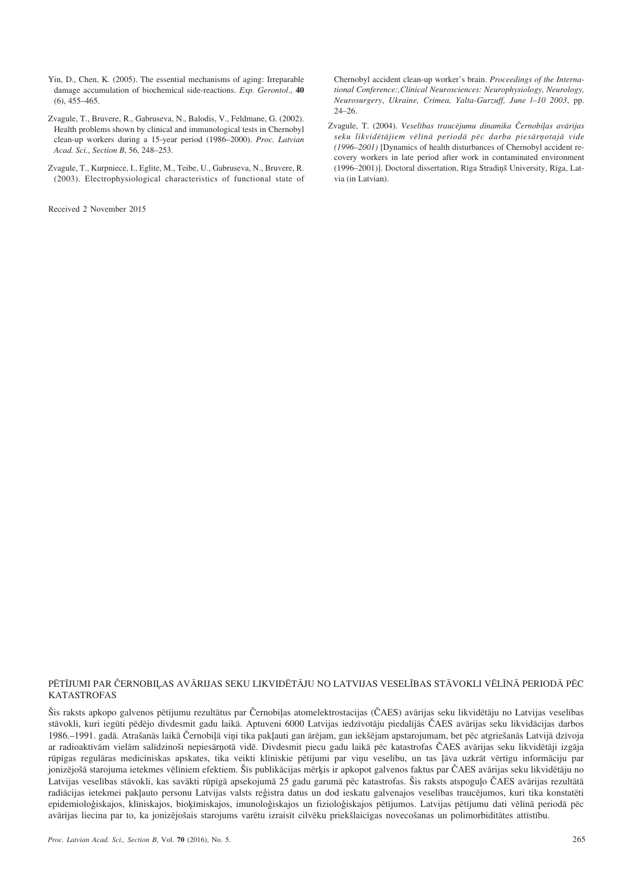Yin, D., Chen, K. (2005). The essential mechanisms of aging: Irreparable damage accumulation of biochemical side-reactions. *Exp. Gerontol.*, **40** (6), 455–465.

Zvagule, T., Bruvere, R., Gabruseva, N., Balodis, V., Feldmane, G. (2002). Health problems shown by clinical and immunological tests in Chernobyl clean-up workers during a 15-year period (1986–2000). *Proc. Latvian Acad. Sci.*, *Section B*, 56, 248–253.

Zvagule, T., Kurpniece, I., Eglite, M., Teibe, U., Gabruseva, N., Bruvere, R. (2003). Electrophysiological characteristics of functional state of Chernobyl accident clean-up worker's brain. *Proceedings of the International Conference:,Clinical Neurosciences: Neurophysiology, Neurology, Neurosurgery, Ukraine, Crimea, Yalta-Gurzuff, June l–10 2003*, pp. 24–26.

Zvagule, T. (2004). *Veselības traucējumu dinamika Černobiļas avārijas seku likvidētājiem vēlīnā periodā pēc darba piesārņotajā vide (1996–2001)* [Dynamics of health disturbances of Chernobyl accident recovery workers in late period after work in contaminated environment (1996–2001)]. Doctoral dissertation, Rīga Stradiņš University, Riga, Latvia (in Latvian).

Received 2 November 2015

## PĒTĪJUMI PAR ČERNOBIĻAS AVĀRIJAS SEKU LIKVIDĒTĀJU NO LATVIJAS VESELĪBAS STĀVOKLI VĒLĪNĀ PERIODĀ PĒC KATASTROFAS

Šis raksts apkopo galvenos pētījumu rezultātus par Černobiļas atomelektrostacijas (ČAES) avārijas seku likvidētāju no Latvijas veselības stāvokli, kuri iegūti pēdējo divdesmit gadu laikā. Aptuveni 6000 Latvijas iedzīvotāju piedalījās ČAES avārijas seku likvidācijas darbos 1986.–1991. gadā. Atrašanās laikā Černobiļā viņi tika pakļauti gan ārējam, gan iekšējam apstarojumam, bet pēc atgriešanās Latvijā dzīvoja ar radioaktīvām vielām salīdzinoši nepiesārņotā vidē. Divdesmit piecu gadu laikā pēc katastrofas ČAES avārijas seku likvidētāji izgāja rūpīgas regulāras medicīniskas apskates, tika veikti klīniskie pētījumi par viņu veselību, un tas ļāva uzkrāt vērtīgu informāciju par jonizējošā starojuma ietekmes vēlīniem efektiem. Šīs publikācijas mērķis ir apkopot galvenos faktus par ČAES avārijas seku likvidētāju no Latvijas veselības stāvokli, kas savākti rūpīgā apsekojumā 25 gadu garumā pēc katastrofas. Šis raksts atspoguļo ČAES avārijas rezultātā radiācijas ietekmei pakļauto personu Latvijas valsts reģistra datus un dod ieskatu galvenajos veselības traucējumos, kuri tika konstatēti epidemioloģiskajos, klīniskajos, bioķīmiskajos, imunoloģiskajos un fizioloģiskajos pētījumos. Latvijas pētījumu dati vēlīnā periodā pēc avārijas liecina par to, ka jonizējošais starojums varētu izraisīt cilvēku priekšlaicīgas novecošanas un polimorbiditātes attīstību.